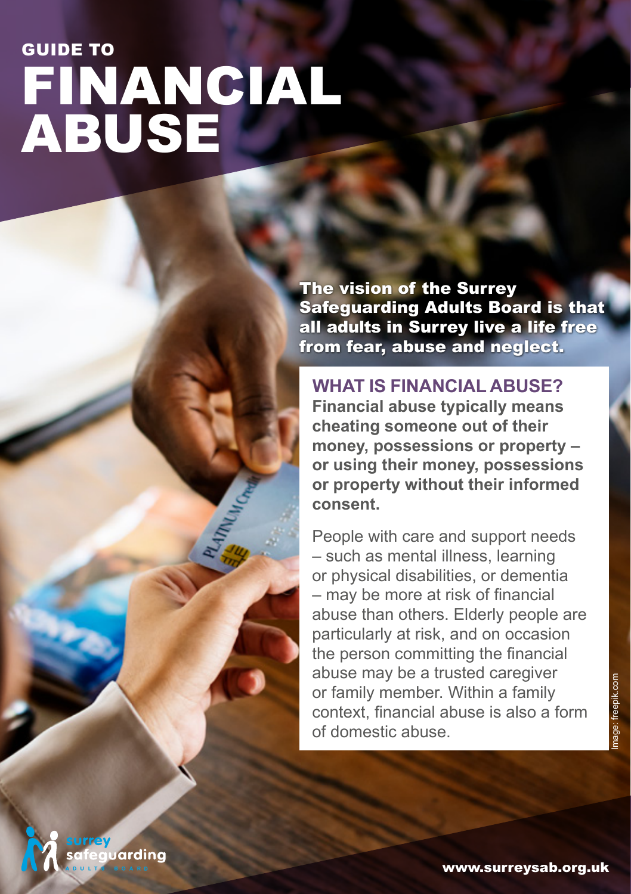GUIDE TO

# FINANCIAL ABUSE

**The vision of the Surrey Safeguarding Adults Board is that all adults in Surrey live a life free from fear, abuse and neglect.**

## WHAT IS FINANCIAL ABUSE?

**Financial abuse typically means cheating someone out of their money, possessions or property – or using their money, possessions or property without their informed consent.**

People with care and support needs – such as mental illness, learning or physical disabilities, or dementia – may be more at risk of financial abuse than others. Elderly people are particularly at risk, and on occasion the person committing the financial abuse may be a trusted caregiver or family member. Within a family context, financial abuse is also a form of domestic abuse.

Image: freepik.com

surrey safeguarding ADULTS BOARD

www.surreysab.org.uk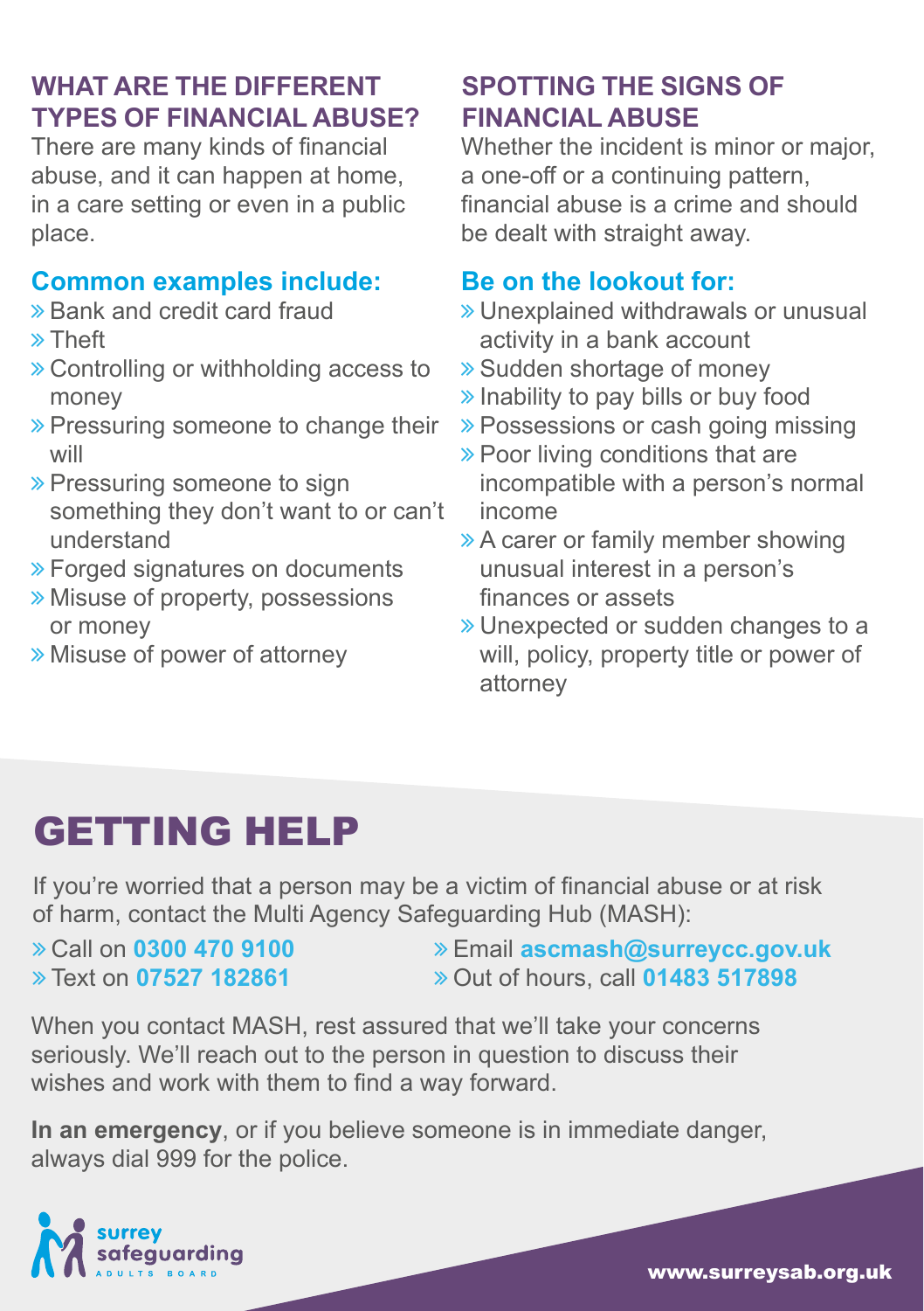## WHAT ARE THE DIFFERENT TYPES OF FINANCIAL ABUSE?

There are many kinds of financial abuse, and it can happen at home, in a care setting or even in a public place.

### Common examples include:

- Bank and credit card fraud
- Theft
- Controlling or withholding access to money
- Pressuring someone to change their will
- Pressuring someone to sign something they don't want to or can't understand
- Forged signatures on documents
- Misuse of property, possessions or money
- Misuse of power of attorney

## SPOTTING THE SIGNS OF FINANCIAL ABUSE

Whether the incident is minor or major, a one-off or a continuing pattern, financial abuse is a crime and should be dealt with straight away.

### Be on the lookout for:

- Unexplained withdrawals or unusual activity in a bank account
- Sudden shortage of money
- Inability to pay bills or buy food
- Possessions or cash going missing
- Poor living conditions that are incompatible with a person's normal income
- A carer or family member showing unusual interest in a person's finances or assets
- Unexpected or sudden changes to a will, policy, property title or power of attorney

# GETTING HELP

If you're worried that a person may be a victim of financial abuse or at risk of harm, contact the Multi Agency Safeguarding Hub (MASH):

- Call on **0300 470 9100**
- Text on **07527 182861**
- Email **ascmash@surreycc.gov.uk**
- Out of hours, call **01483 517898**

When you contact MASH, rest assured that we'll take your concerns seriously. We'll reach out to the person in question to discuss their wishes and work with them to find a way forward.

**In an emergency**, or if you believe someone is in immediate danger, always dial 999 for the police.

surrey safeguarding ADULTS BOARD

www.surreysab.org.uk